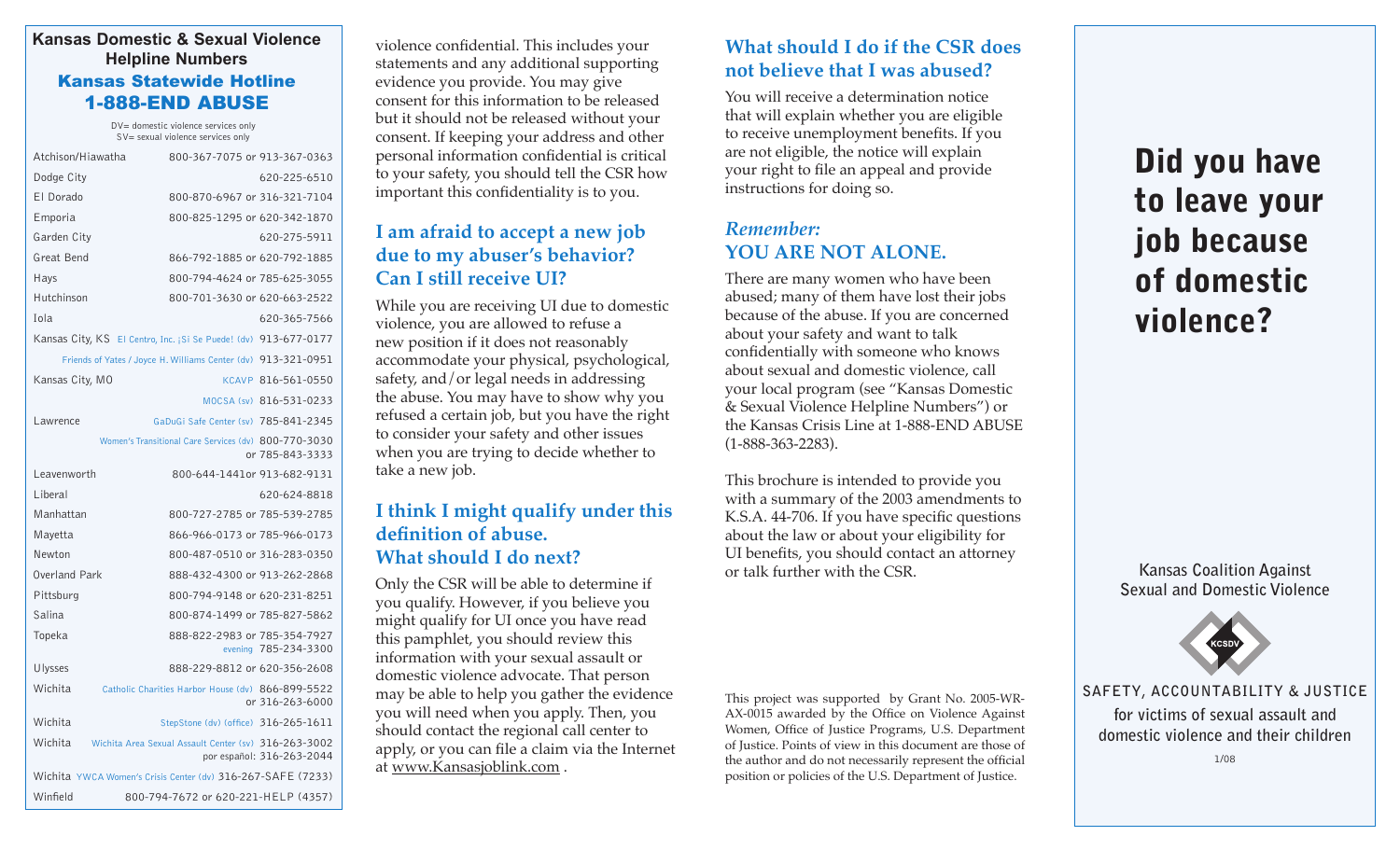## Kansas Domestic & Sexual Violence Helpline Numbers

### Kansas Statewide Hotline 1-888-END ABUSE

DV= domestic violence services only
SV= sexual violence services only

| Location | Number |
|---|---|
| Atchison/Hiawatha | 800-367-7075 or 913-367-0363 |
| Dodge City | 620-225-6510 |
| El Dorado | 800-870-6967 or 316-321-7104 |
| Emporia | 800-825-1295 or 620-342-1870 |
| Garden City | 620-275-5911 |
| Great Bend | 866-792-1885 or 620-792-1885 |
| Hays | 800-794-4624 or 785-625-3055 |
| Hutchinson | 800-701-3630 or 620-663-2522 |
| Iola | 620-365-7566 |
| Kansas City, KS | El Centro, Inc. ¡Si Se Puede! (dv) 913-677-0177 |
| | Friends of Yates / Joyce H. Williams Center (dv) 913-321-0951 |
| Kansas City, MO | KCAVP 816-561-0550 |
| | MOCSA (sv) 816-531-0233 |
| Lawrence | GaDuGi Safe Center (sv) 785-841-2345 |
| | Women's Transitional Care Services (dv) 800-770-3030 or 785-843-3333 |
| Leavenworth | 800-644-1441or 913-682-9131 |
| Liberal | 620-624-8818 |
| Manhattan | 800-727-2785 or 785-539-2785 |
| Mayetta | 866-966-0173 or 785-966-0173 |
| Newton | 800-487-0510 or 316-283-0350 |
| Overland Park | 888-432-4300 or 913-262-2868 |
| Pittsburg | 800-794-9148 or 620-231-8251 |
| Salina | 800-874-1499 or 785-827-5862 |
| Topeka | 888-822-2983 or 785-354-7927; evening 785-234-3300 |
| Ulysses | 888-229-8812 or 620-356-2608 |
| Wichita | Catholic Charities Harbor House (dv) 866-899-5522 or 316-263-6000 |
| Wichita | StepStone (dv) (office) 316-265-1611 |
| Wichita | Wichita Area Sexual Assault Center (sv) 316-263-3002; por español: 316-263-2044 |
| Wichita | YWCA Women's Crisis Center (dv) 316-267-SAFE (7233) |
| Winfield | 800-794-7672 or 620-221-HELP (4357) |

violence confidential. This includes your statements and any additional supporting evidence you provide. You may give consent for this information to be released but it should not be released without your consent. If keeping your address and other personal information confidential is critical to your safety, you should tell the CSR how important this confidentiality is to you.

## I am afraid to accept a new job due to my abuser's behavior? Can I still receive UI?

While you are receiving UI due to domestic violence, you are allowed to refuse a new position if it does not reasonably accommodate your physical, psychological, safety, and/or legal needs in addressing the abuse. You may have to show why you refused a certain job, but you have the right to consider your safety and other issues when you are trying to decide whether to take a new job.

## I think I might qualify under this definition of abuse. What should I do next?

Only the CSR will be able to determine if you qualify. However, if you believe you might qualify for UI once you have read this pamphlet, you should review this information with your sexual assault or domestic violence advocate. That person may be able to help you gather the evidence you will need when you apply. Then, you should contact the regional call center to apply, or you can file a claim via the Internet at www.Kansasjoblink.com .

## What should I do if the CSR does not believe that I was abused?

You will receive a determination notice that will explain whether you are eligible to receive unemployment benefits. If you are not eligible, the notice will explain your right to file an appeal and provide instructions for doing so.

## *Remember:* YOU ARE NOT ALONE.

There are many women who have been abused; many of them have lost their jobs because of the abuse. If you are concerned about your safety and want to talk confidentially with someone who knows about sexual and domestic violence, call your local program (see "Kansas Domestic & Sexual Violence Helpline Numbers") or the Kansas Crisis Line at 1-888-END ABUSE (1-888-363-2283).

This brochure is intended to provide you with a summary of the 2003 amendments to K.S.A. 44-706. If you have specific questions about the law or about your eligibility for UI benefits, you should contact an attorney or talk further with the CSR.

This project was supported by Grant No. 2005-WR-AX-0015 awarded by the Office on Violence Against Women, Office of Justice Programs, U.S. Department of Justice. Points of view in this document are those of the author and do not necessarily represent the official position or policies of the U.S. Department of Justice.

# Did you have to leave your job because of domestic violence?

Kansas Coalition Against Sexual and Domestic Violence

KCSDV

**SAFETY, ACCOUNTABILITY & JUSTICE**

for victims of sexual assault and domestic violence and their children

1/08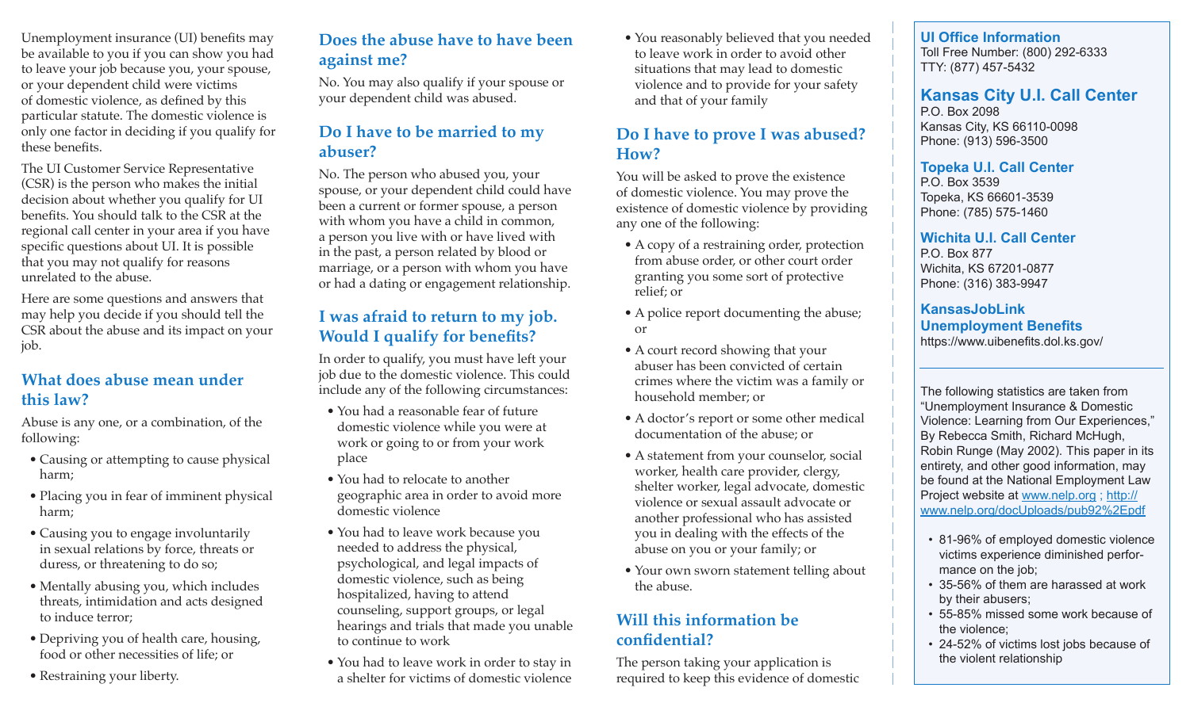Unemployment insurance (UI) benefits may be available to you if you can show you had to leave your job because you, your spouse, or your dependent child were victims of domestic violence, as defined by this particular statute. The domestic violence is only one factor in deciding if you qualify for these benefits.

The UI Customer Service Representative (CSR) is the person who makes the initial decision about whether you qualify for UI benefits. You should talk to the CSR at the regional call center in your area if you have specific questions about UI. It is possible that you may not qualify for reasons unrelated to the abuse.

Here are some questions and answers that may help you decide if you should tell the CSR about the abuse and its impact on your job.

## What does abuse mean under this law?

Abuse is any one, or a combination, of the following:

- Causing or attempting to cause physical harm;
- Placing you in fear of imminent physical harm;
- Causing you to engage involuntarily in sexual relations by force, threats or duress, or threatening to do so;
- Mentally abusing you, which includes threats, intimidation and acts designed to induce terror;
- Depriving you of health care, housing, food or other necessities of life; or
- Restraining your liberty.

## Does the abuse have to have been against me?

No. You may also qualify if your spouse or your dependent child was abused.

## Do I have to be married to my abuser?

No. The person who abused you, your spouse, or your dependent child could have been a current or former spouse, a person with whom you have a child in common, a person you live with or have lived with in the past, a person related by blood or marriage, or a person with whom you have or had a dating or engagement relationship.

## I was afraid to return to my job. Would I qualify for benefits?

In order to qualify, you must have left your job due to the domestic violence. This could include any of the following circumstances:

- You had a reasonable fear of future domestic violence while you were at work or going to or from your work place
- You had to relocate to another geographic area in order to avoid more domestic violence
- You had to leave work because you needed to address the physical, psychological, and legal impacts of domestic violence, such as being hospitalized, having to attend counseling, support groups, or legal hearings and trials that made you unable to continue to work
- You had to leave work in order to stay in a shelter for victims of domestic violence
- You reasonably believed that you needed to leave work in order to avoid other situations that may lead to domestic violence and to provide for your safety and that of your family

## Do I have to prove I was abused? How?

You will be asked to prove the existence of domestic violence. You may prove the existence of domestic violence by providing any one of the following:

- A copy of a restraining order, protection from abuse order, or other court order granting you some sort of protective relief; or
- A police report documenting the abuse; or
- A court record showing that your abuser has been convicted of certain crimes where the victim was a family or household member; or
- A doctor's report or some other medical documentation of the abuse; or
- A statement from your counselor, social worker, health care provider, clergy, shelter worker, legal advocate, domestic violence or sexual assault advocate or another professional who has assisted you in dealing with the effects of the abuse on you or your family; or
- Your own sworn statement telling about the abuse.

## Will this information be confidential?

The person taking your application is required to keep this evidence of domestic

---

**UI Office Information**
Toll Free Number: (800) 292-6333
TTY: (877) 457-5432

**Kansas City U.I. Call Center**
P.O. Box 2098
Kansas City, KS 66110-0098
Phone: (913) 596-3500

**Topeka U.I. Call Center**
P.O. Box 3539
Topeka, KS 66601-3539
Phone: (785) 575-1460

**Wichita U.I. Call Center**
P.O. Box 877
Wichita, KS 67201-0877
Phone: (316) 383-9947

**KansasJobLink Unemployment Benefits**
https://www.uibenefits.dol.ks.gov/

The following statistics are taken from "Unemployment Insurance & Domestic Violence: Learning from Our Experiences," By Rebecca Smith, Richard McHugh, Robin Runge (May 2002). This paper in its entirety, and other good information, may be found at the National Employment Law Project website at www.nelp.org ; http://www.nelp.org/docUploads/pub92%2Epdf

- 81-96% of employed domestic violence victims experience diminished performance on the job;
- 35-56% of them are harassed at work by their abusers;
- 55-85% missed some work because of the violence;
- 24-52% of victims lost jobs because of the violent relationship